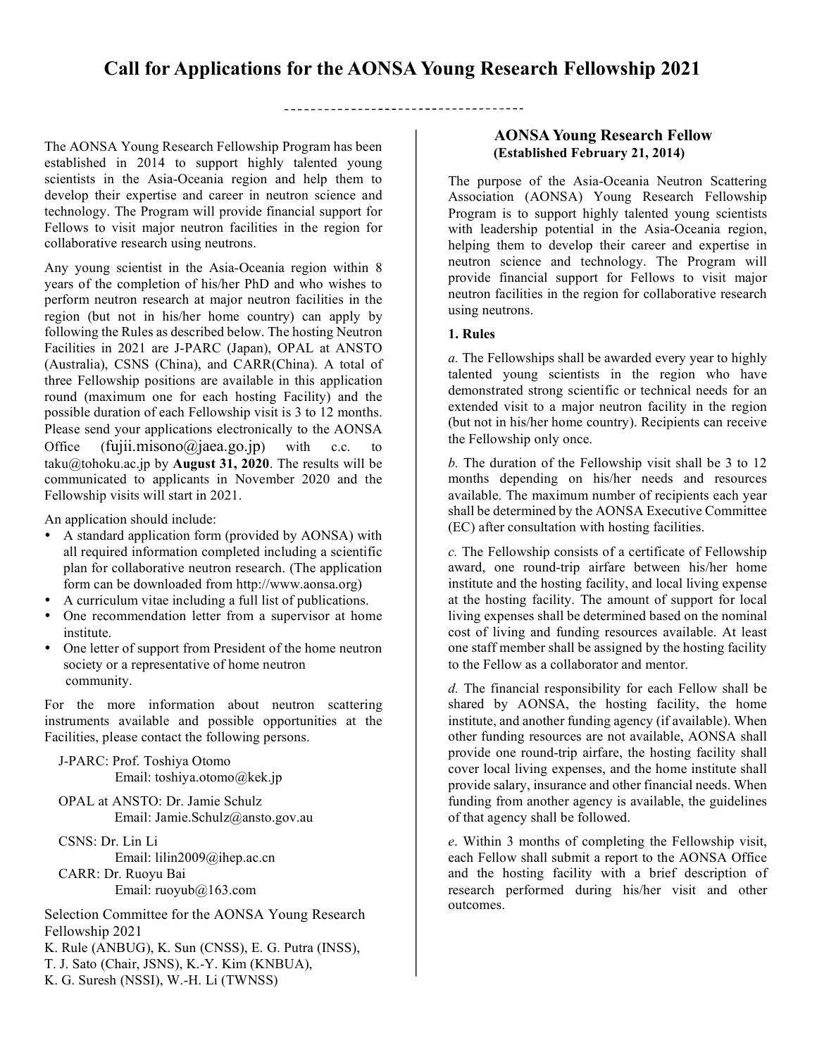# Call for Applications for the AONSA Young Research Fellowship 2021

The AONSA Young Research Fellowship Program has been established in 2014 to support highly talented young scientists in the Asia-Oceania region and help them to develop their expertise and career in neutron science and technology. The Program will provide financial support for Fellows to visit major neutron facilities in the region for collaborative research using neutrons.

Any young scientist in the Asia-Oceania region within 8 years of the completion of his/her PhD and who wishes to perform neutron research at major neutron facilities in the region (but not in his/her home country) can apply by following the Rules as described below. The hosting Neutron Facilities in 2021 are J-PARC (Japan), OPAL at ANSTO (Australia), CSNS (China), and CARR(China). A total of three Fellowship positions are available in this application round (maximum one for each hosting Facility) and the possible duration of each Fellowship visit is 3 to 12 months. Please send your applications electronically to the AONSA Office (fujii.misono@jaea.go.jp) with c.c. to taku@tohoku.ac.jp by **August 31, 2020**. The results will be communicated to applicants in November 2020 and the Fellowship visits will start in 2021.

An application should include:

- A standard application form (provided by AONSA) with all required information completed including a scientific plan for collaborative neutron research. (The application form can be downloaded from http://www.aonsa.org)
- A curriculum vitae including a full list of publications.
- One recommendation letter from a supervisor at home institute.
- One letter of support from President of the home neutron society or a representative of home neutron community.

For the more information about neutron scattering instruments available and possible opportunities at the Facilities, please contact the following persons.

J-PARC: Prof. Toshiya Otomo
Email: toshiya.otomo@kek.jp

OPAL at ANSTO: Dr. Jamie Schulz
Email: Jamie.Schulz@ansto.gov.au

CSNS: Dr. Lin Li
Email: lilin2009@ihep.ac.cn

CARR: Dr. Ruoyu Bai
Email: ruoyub@163.com

Selection Committee for the AONSA Young Research Fellowship 2021
K. Rule (ANBUG), K. Sun (CNSS), E. G. Putra (INSS), T. J. Sato (Chair, JSNS), K.-Y. Kim (KNBUA), K. G. Suresh (NSSI), W.-H. Li (TWNSS)

## AONSA Young Research Fellow
**(Established February 21, 2014)**

The purpose of the Asia-Oceania Neutron Scattering Association (AONSA) Young Research Fellowship Program is to support highly talented young scientists with leadership potential in the Asia-Oceania region, helping them to develop their career and expertise in neutron science and technology. The Program will provide financial support for Fellows to visit major neutron facilities in the region for collaborative research using neutrons.

### 1. Rules

*a.* The Fellowships shall be awarded every year to highly talented young scientists in the region who have demonstrated strong scientific or technical needs for an extended visit to a major neutron facility in the region (but not in his/her home country). Recipients can receive the Fellowship only once.

*b.* The duration of the Fellowship visit shall be 3 to 12 months depending on his/her needs and resources available. The maximum number of recipients each year shall be determined by the AONSA Executive Committee (EC) after consultation with hosting facilities.

*c.* The Fellowship consists of a certificate of Fellowship award, one round-trip airfare between his/her home institute and the hosting facility, and local living expense at the hosting facility. The amount of support for local living expenses shall be determined based on the nominal cost of living and funding resources available. At least one staff member shall be assigned by the hosting facility to the Fellow as a collaborator and mentor.

*d.* The financial responsibility for each Fellow shall be shared by AONSA, the hosting facility, the home institute, and another funding agency (if available). When other funding resources are not available, AONSA shall provide one round-trip airfare, the hosting facility shall cover local living expenses, and the home institute shall provide salary, insurance and other financial needs. When funding from another agency is available, the guidelines of that agency shall be followed.

*e*. Within 3 months of completing the Fellowship visit, each Fellow shall submit a report to the AONSA Office and the hosting facility with a brief description of research performed during his/her visit and other outcomes.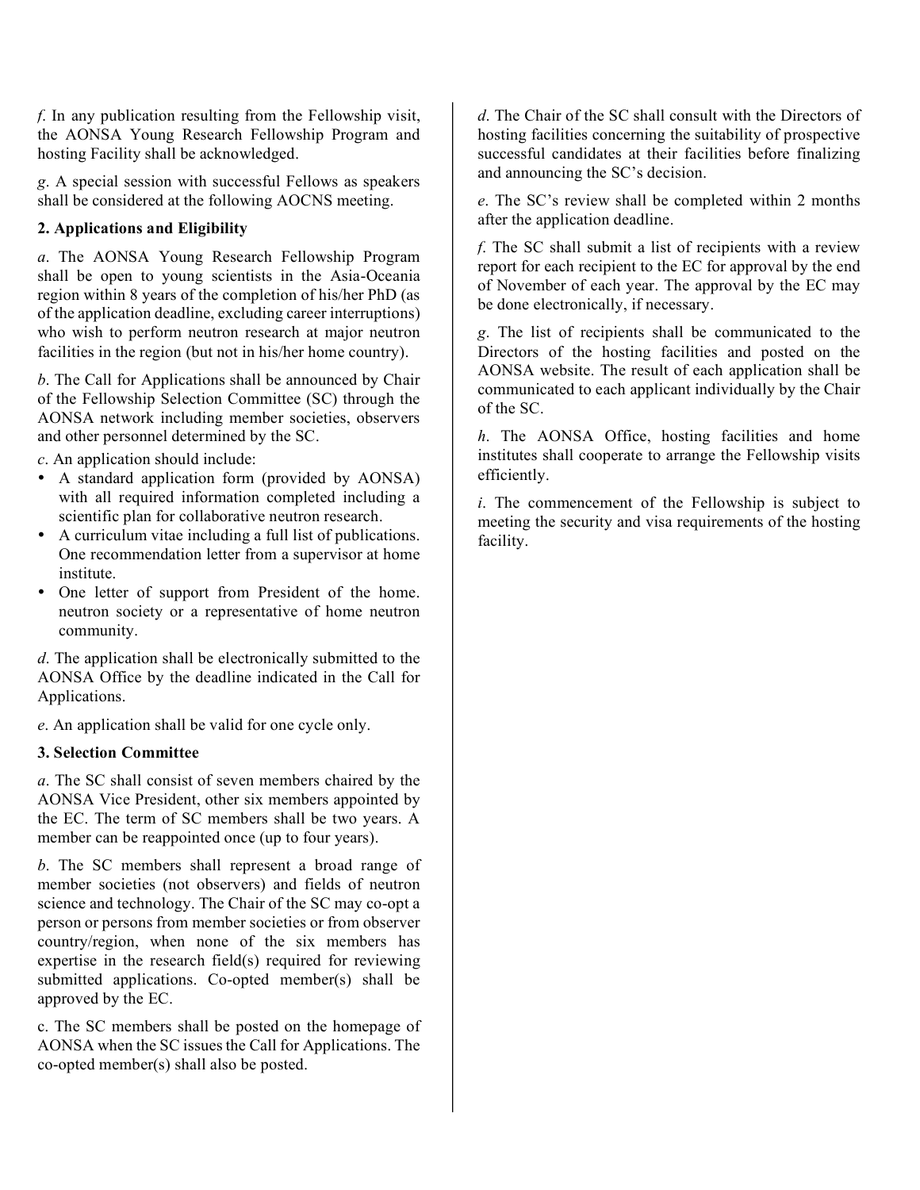*f*. In any publication resulting from the Fellowship visit, the AONSA Young Research Fellowship Program and hosting Facility shall be acknowledged.

*g*. A special session with successful Fellows as speakers shall be considered at the following AOCNS meeting.

**2. Applications and Eligibility**

*a*. The AONSA Young Research Fellowship Program shall be open to young scientists in the Asia-Oceania region within 8 years of the completion of his/her PhD (as of the application deadline, excluding career interruptions) who wish to perform neutron research at major neutron facilities in the region (but not in his/her home country).

*b*. The Call for Applications shall be announced by Chair of the Fellowship Selection Committee (SC) through the AONSA network including member societies, observers and other personnel determined by the SC.

*c*. An application should include:

- A standard application form (provided by AONSA) with all required information completed including a scientific plan for collaborative neutron research.
- A curriculum vitae including a full list of publications. One recommendation letter from a supervisor at home institute.
- One letter of support from President of the home. neutron society or a representative of home neutron community.

*d*. The application shall be electronically submitted to the AONSA Office by the deadline indicated in the Call for Applications.

*e*. An application shall be valid for one cycle only.

**3. Selection Committee**

*a*. The SC shall consist of seven members chaired by the AONSA Vice President, other six members appointed by the EC. The term of SC members shall be two years. A member can be reappointed once (up to four years).

*b*. The SC members shall represent a broad range of member societies (not observers) and fields of neutron science and technology. The Chair of the SC may co-opt a person or persons from member societies or from observer country/region, when none of the six members has expertise in the research field(s) required for reviewing submitted applications. Co-opted member(s) shall be approved by the EC.

c. The SC members shall be posted on the homepage of AONSA when the SC issues the Call for Applications. The co-opted member(s) shall also be posted.

*d*. The Chair of the SC shall consult with the Directors of hosting facilities concerning the suitability of prospective successful candidates at their facilities before finalizing and announcing the SC's decision.

*e*. The SC's review shall be completed within 2 months after the application deadline.

*f*. The SC shall submit a list of recipients with a review report for each recipient to the EC for approval by the end of November of each year. The approval by the EC may be done electronically, if necessary.

*g*. The list of recipients shall be communicated to the Directors of the hosting facilities and posted on the AONSA website. The result of each application shall be communicated to each applicant individually by the Chair of the SC.

*h*. The AONSA Office, hosting facilities and home institutes shall cooperate to arrange the Fellowship visits efficiently.

*i*. The commencement of the Fellowship is subject to meeting the security and visa requirements of the hosting facility.